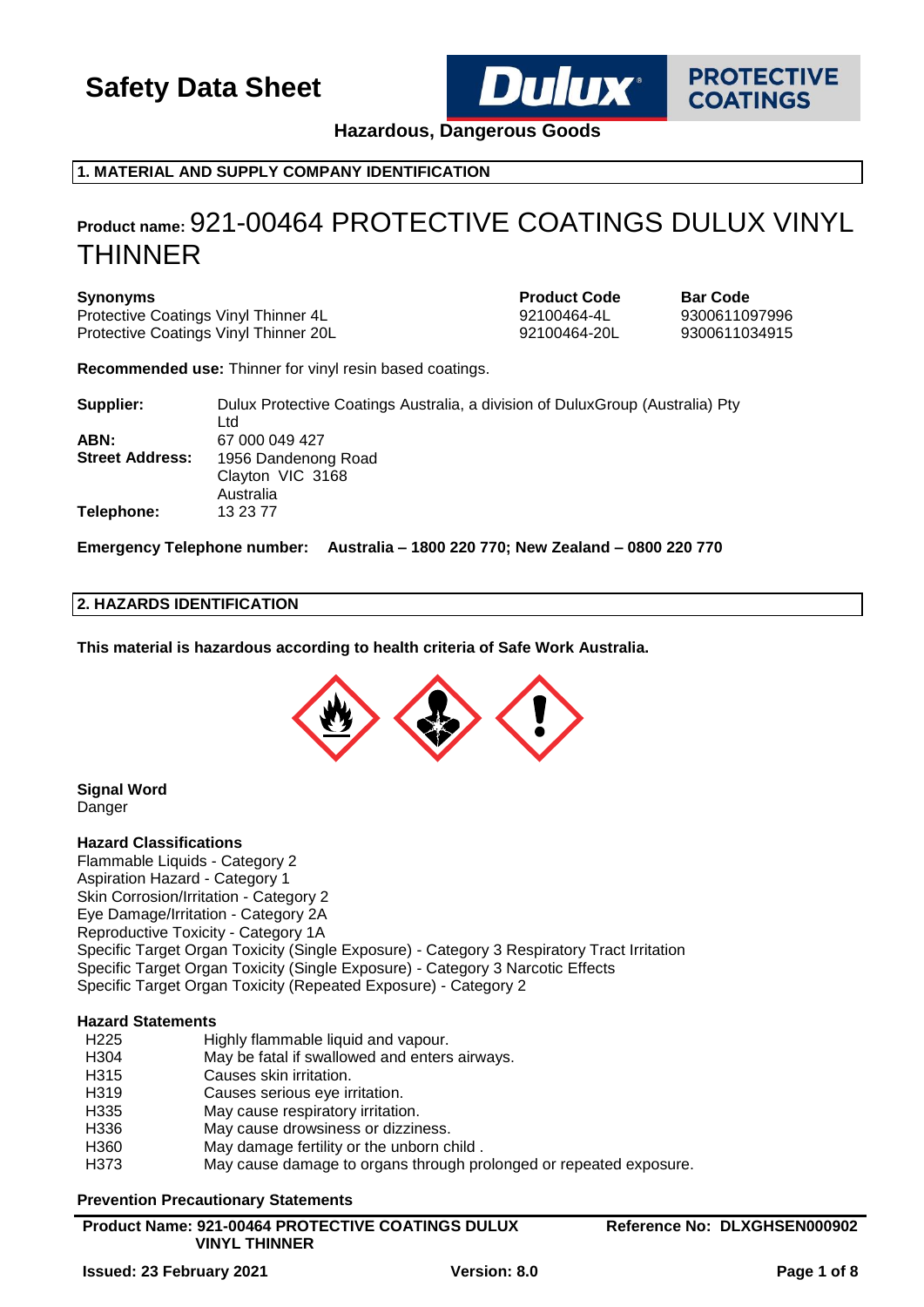# Safety Data Sheet

**Hazardous, Dangerous Goods**

## 1. MATERIAL AND SUPPLY COMPANY IDENTIFICATION

**Product name:** 921-00464 PROTECTIVE COATINGS DULUX VINYL THINNER

| Synonyms | Product Code | Bar Code |
| --- | --- | --- |
| Protective Coatings Vinyl Thinner 4L | 92100464-4L | 9300611097996 |
| Protective Coatings Vinyl Thinner 20L | 92100464-20L | 9300611034915 |

**Recommended use:** Thinner for vinyl resin based coatings.

**Supplier:** Dulux Protective Coatings Australia, a division of DuluxGroup (Australia) Pty Ltd
**ABN:** 67 000 049 427
**Street Address:** 1956 Dandenong Road
Clayton VIC 3168
Australia
**Telephone:** 13 23 77

**Emergency Telephone number: Australia – 1800 220 770; New Zealand – 0800 220 770**

## 2. HAZARDS IDENTIFICATION

**This material is hazardous according to health criteria of Safe Work Australia.**

**Signal Word**
Danger

**Hazard Classifications**
Flammable Liquids - Category 2
Aspiration Hazard - Category 1
Skin Corrosion/Irritation - Category 2
Eye Damage/Irritation - Category 2A
Reproductive Toxicity - Category 1A
Specific Target Organ Toxicity (Single Exposure) - Category 3 Respiratory Tract Irritation
Specific Target Organ Toxicity (Single Exposure) - Category 3 Narcotic Effects
Specific Target Organ Toxicity (Repeated Exposure) - Category 2

**Hazard Statements**

| | |
| --- | --- |
| H225 | Highly flammable liquid and vapour. |
| H304 | May be fatal if swallowed and enters airways. |
| H315 | Causes skin irritation. |
| H319 | Causes serious eye irritation. |
| H335 | May cause respiratory irritation. |
| H336 | May cause drowsiness or dizziness. |
| H360 | May damage fertility or the unborn child . |
| H373 | May cause damage to organs through prolonged or repeated exposure. |

**Prevention Precautionary Statements**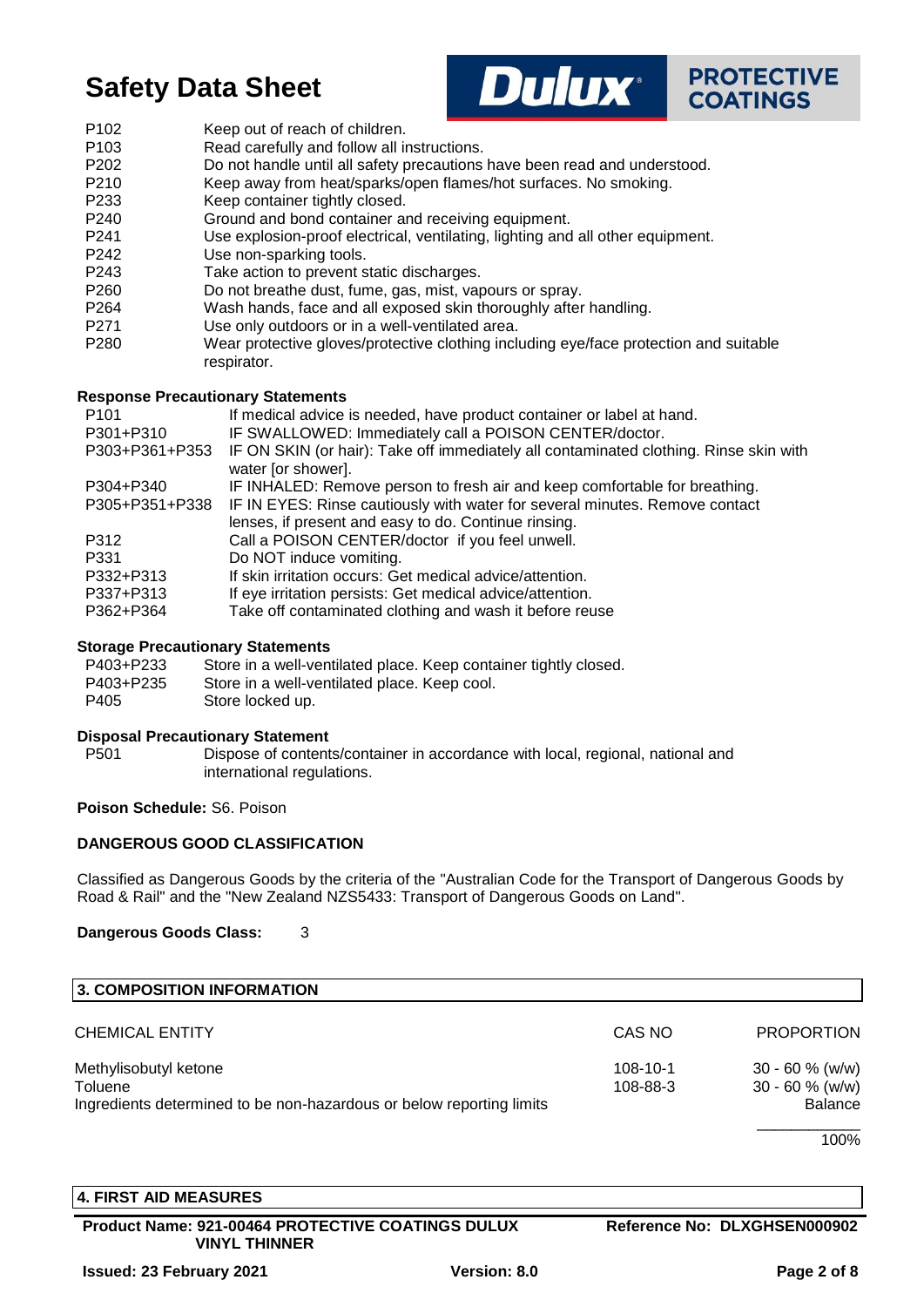| | |
|---|---|
| P102 | Keep out of reach of children. |
| P103 | Read carefully and follow all instructions. |
| P202 | Do not handle until all safety precautions have been read and understood. |
| P210 | Keep away from heat/sparks/open flames/hot surfaces. No smoking. |
| P233 | Keep container tightly closed. |
| P240 | Ground and bond container and receiving equipment. |
| P241 | Use explosion-proof electrical, ventilating, lighting and all other equipment. |
| P242 | Use non-sparking tools. |
| P243 | Take action to prevent static discharges. |
| P260 | Do not breathe dust, fume, gas, mist, vapours or spray. |
| P264 | Wash hands, face and all exposed skin thoroughly after handling. |
| P271 | Use only outdoors or in a well-ventilated area. |
| P280 | Wear protective gloves/protective clothing including eye/face protection and suitable respirator. |

**Response Precautionary Statements**

| | |
|---|---|
| P101 | If medical advice is needed, have product container or label at hand. |
| P301+P310 | IF SWALLOWED: Immediately call a POISON CENTER/doctor. |
| P303+P361+P353 | IF ON SKIN (or hair): Take off immediately all contaminated clothing. Rinse skin with water [or shower]. |
| P304+P340 | IF INHALED: Remove person to fresh air and keep comfortable for breathing. |
| P305+P351+P338 | IF IN EYES: Rinse cautiously with water for several minutes. Remove contact lenses, if present and easy to do. Continue rinsing. |
| P312 | Call a POISON CENTER/doctor if you feel unwell. |
| P331 | Do NOT induce vomiting. |
| P332+P313 | If skin irritation occurs: Get medical advice/attention. |
| P337+P313 | If eye irritation persists: Get medical advice/attention. |
| P362+P364 | Take off contaminated clothing and wash it before reuse |

**Storage Precautionary Statements**

| | |
|---|---|
| P403+P233 | Store in a well-ventilated place. Keep container tightly closed. |
| P403+P235 | Store in a well-ventilated place. Keep cool. |
| P405 | Store locked up. |

**Disposal Precautionary Statement**

| | |
|---|---|
| P501 | Dispose of contents/container in accordance with local, regional, national and international regulations. |

**Poison Schedule:** S6. Poison

**DANGEROUS GOOD CLASSIFICATION**

Classified as Dangerous Goods by the criteria of the "Australian Code for the Transport of Dangerous Goods by Road & Rail" and the "New Zealand NZS5433: Transport of Dangerous Goods on Land".

**Dangerous Goods Class:** 3

## 3. COMPOSITION INFORMATION

| CHEMICAL ENTITY | CAS NO | PROPORTION |
|---|---|---|
| Methylisobutyl ketone | 108-10-1 | 30 - 60 % (w/w) |
| Toluene | 108-88-3 | 30 - 60 % (w/w) |
| Ingredients determined to be non-hazardous or below reporting limits | | Balance |
| | | 100% |

## 4. FIRST AID MEASURES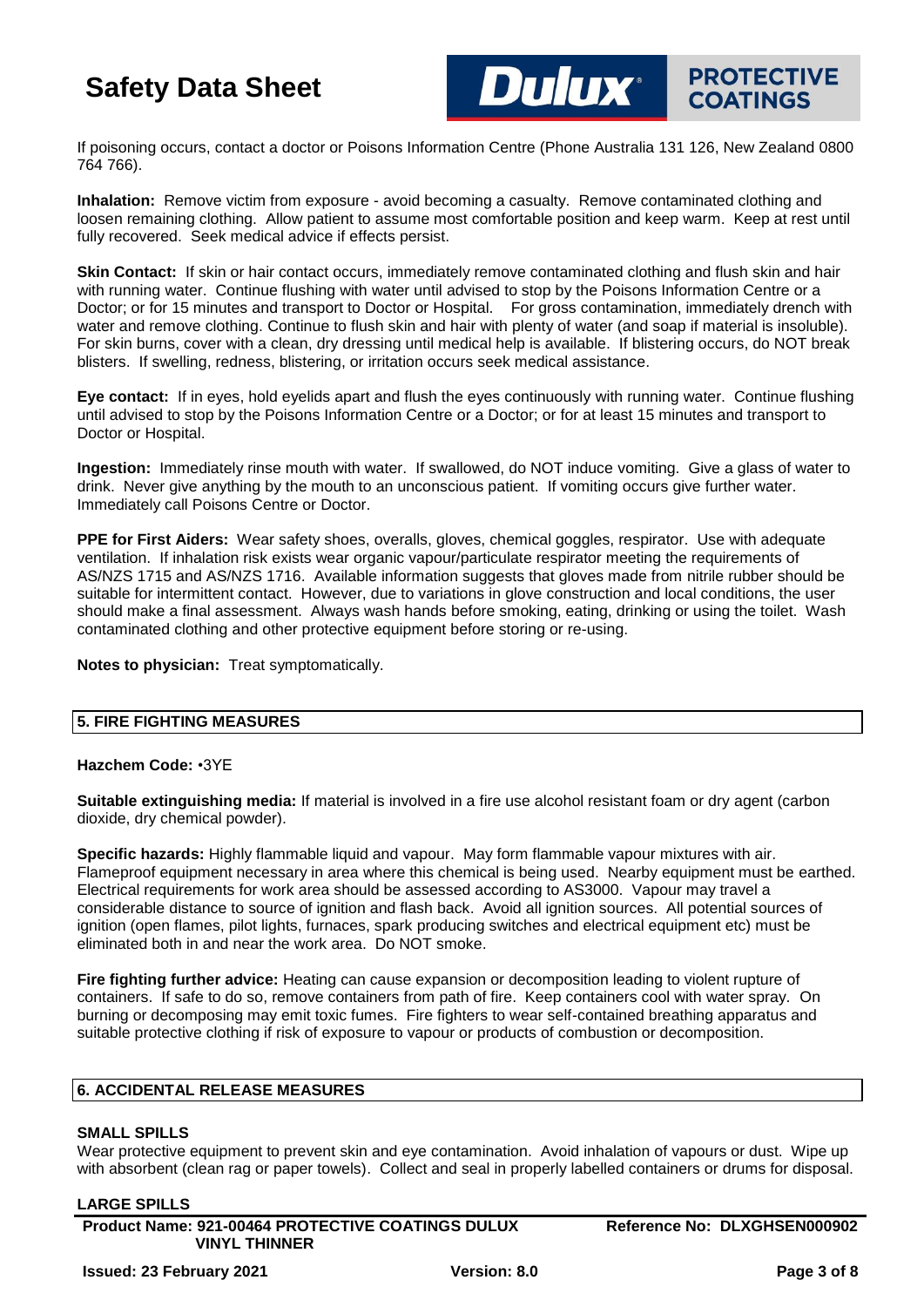If poisoning occurs, contact a doctor or Poisons Information Centre (Phone Australia 131 126, New Zealand 0800 764 766).

**Inhalation:** Remove victim from exposure - avoid becoming a casualty. Remove contaminated clothing and loosen remaining clothing. Allow patient to assume most comfortable position and keep warm. Keep at rest until fully recovered. Seek medical advice if effects persist.

**Skin Contact:** If skin or hair contact occurs, immediately remove contaminated clothing and flush skin and hair with running water. Continue flushing with water until advised to stop by the Poisons Information Centre or a Doctor; or for 15 minutes and transport to Doctor or Hospital. For gross contamination, immediately drench with water and remove clothing. Continue to flush skin and hair with plenty of water (and soap if material is insoluble). For skin burns, cover with a clean, dry dressing until medical help is available. If blistering occurs, do NOT break blisters. If swelling, redness, blistering, or irritation occurs seek medical assistance.

**Eye contact:** If in eyes, hold eyelids apart and flush the eyes continuously with running water. Continue flushing until advised to stop by the Poisons Information Centre or a Doctor; or for at least 15 minutes and transport to Doctor or Hospital.

**Ingestion:** Immediately rinse mouth with water. If swallowed, do NOT induce vomiting. Give a glass of water to drink. Never give anything by the mouth to an unconscious patient. If vomiting occurs give further water. Immediately call Poisons Centre or Doctor.

**PPE for First Aiders:** Wear safety shoes, overalls, gloves, chemical goggles, respirator. Use with adequate ventilation. If inhalation risk exists wear organic vapour/particulate respirator meeting the requirements of AS/NZS 1715 and AS/NZS 1716. Available information suggests that gloves made from nitrile rubber should be suitable for intermittent contact. However, due to variations in glove construction and local conditions, the user should make a final assessment. Always wash hands before smoking, eating, drinking or using the toilet. Wash contaminated clothing and other protective equipment before storing or re-using.

**Notes to physician:** Treat symptomatically.

## 5. FIRE FIGHTING MEASURES

**Hazchem Code:** •3YE

**Suitable extinguishing media:** If material is involved in a fire use alcohol resistant foam or dry agent (carbon dioxide, dry chemical powder).

**Specific hazards:** Highly flammable liquid and vapour. May form flammable vapour mixtures with air. Flameproof equipment necessary in area where this chemical is being used. Nearby equipment must be earthed. Electrical requirements for work area should be assessed according to AS3000. Vapour may travel a considerable distance to source of ignition and flash back. Avoid all ignition sources. All potential sources of ignition (open flames, pilot lights, furnaces, spark producing switches and electrical equipment etc) must be eliminated both in and near the work area. Do NOT smoke.

**Fire fighting further advice:** Heating can cause expansion or decomposition leading to violent rupture of containers. If safe to do so, remove containers from path of fire. Keep containers cool with water spray. On burning or decomposing may emit toxic fumes. Fire fighters to wear self-contained breathing apparatus and suitable protective clothing if risk of exposure to vapour or products of combustion or decomposition.

## 6. ACCIDENTAL RELEASE MEASURES

### SMALL SPILLS

Wear protective equipment to prevent skin and eye contamination. Avoid inhalation of vapours or dust. Wipe up with absorbent (clean rag or paper towels). Collect and seal in properly labelled containers or drums for disposal.

### LARGE SPILLS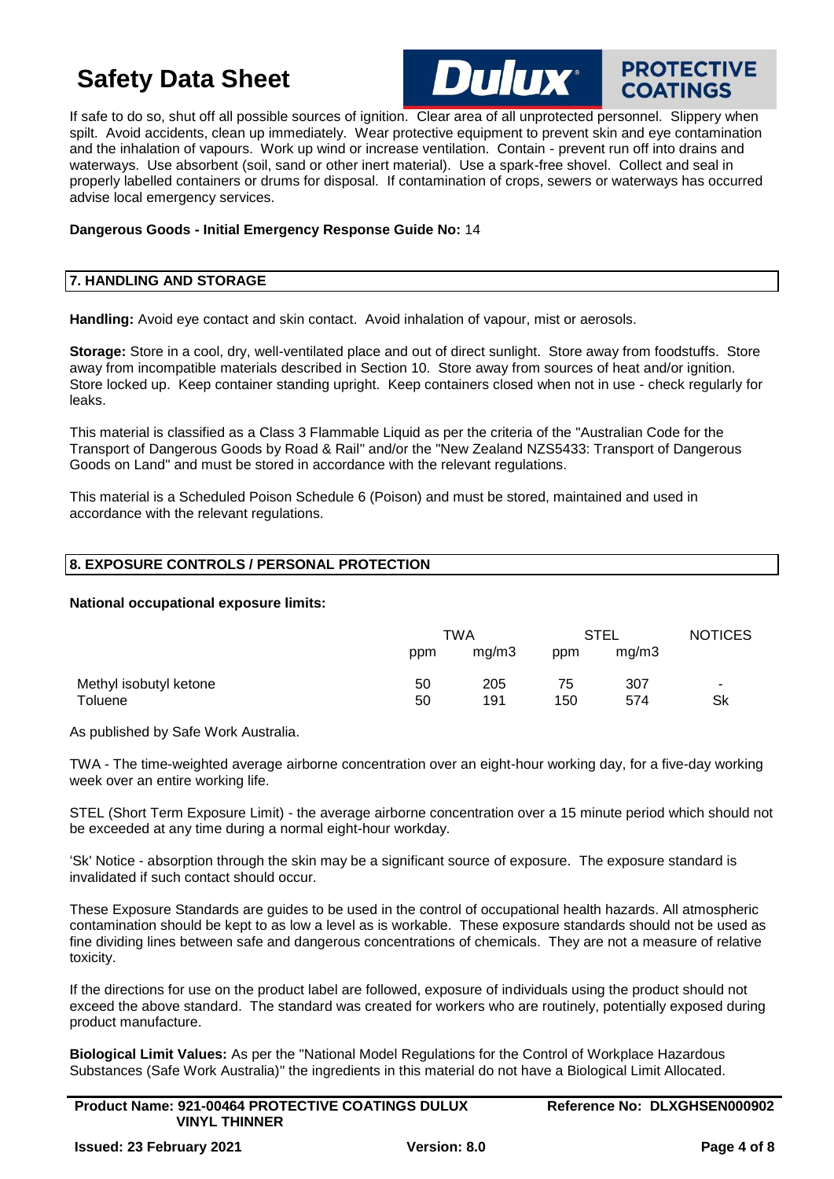If safe to do so, shut off all possible sources of ignition. Clear area of all unprotected personnel. Slippery when spilt. Avoid accidents, clean up immediately. Wear protective equipment to prevent skin and eye contamination and the inhalation of vapours. Work up wind or increase ventilation. Contain - prevent run off into drains and waterways. Use absorbent (soil, sand or other inert material). Use a spark-free shovel. Collect and seal in properly labelled containers or drums for disposal. If contamination of crops, sewers or waterways has occurred advise local emergency services.

**Dangerous Goods - Initial Emergency Response Guide No:** 14

## 7. HANDLING AND STORAGE

**Handling:** Avoid eye contact and skin contact. Avoid inhalation of vapour, mist or aerosols.

**Storage:** Store in a cool, dry, well-ventilated place and out of direct sunlight. Store away from foodstuffs. Store away from incompatible materials described in Section 10. Store away from sources of heat and/or ignition. Store locked up. Keep container standing upright. Keep containers closed when not in use - check regularly for leaks.

This material is classified as a Class 3 Flammable Liquid as per the criteria of the "Australian Code for the Transport of Dangerous Goods by Road & Rail" and/or the "New Zealand NZS5433: Transport of Dangerous Goods on Land" and must be stored in accordance with the relevant regulations.

This material is a Scheduled Poison Schedule 6 (Poison) and must be stored, maintained and used in accordance with the relevant regulations.

## 8. EXPOSURE CONTROLS / PERSONAL PROTECTION

**National occupational exposure limits:**

| | TWA | | STEL | | NOTICES |
|---|---|---|---|---|---|
| | ppm | mg/m3 | ppm | mg/m3 | |
| Methyl isobutyl ketone | 50 | 205 | 75 | 307 | - |
| Toluene | 50 | 191 | 150 | 574 | Sk |

As published by Safe Work Australia.

TWA - The time-weighted average airborne concentration over an eight-hour working day, for a five-day working week over an entire working life.

STEL (Short Term Exposure Limit) - the average airborne concentration over a 15 minute period which should not be exceeded at any time during a normal eight-hour workday.

'Sk' Notice - absorption through the skin may be a significant source of exposure. The exposure standard is invalidated if such contact should occur.

These Exposure Standards are guides to be used in the control of occupational health hazards. All atmospheric contamination should be kept to as low a level as is workable. These exposure standards should not be used as fine dividing lines between safe and dangerous concentrations of chemicals. They are not a measure of relative toxicity.

If the directions for use on the product label are followed, exposure of individuals using the product should not exceed the above standard. The standard was created for workers who are routinely, potentially exposed during product manufacture.

**Biological Limit Values:** As per the "National Model Regulations for the Control of Workplace Hazardous Substances (Safe Work Australia)" the ingredients in this material do not have a Biological Limit Allocated.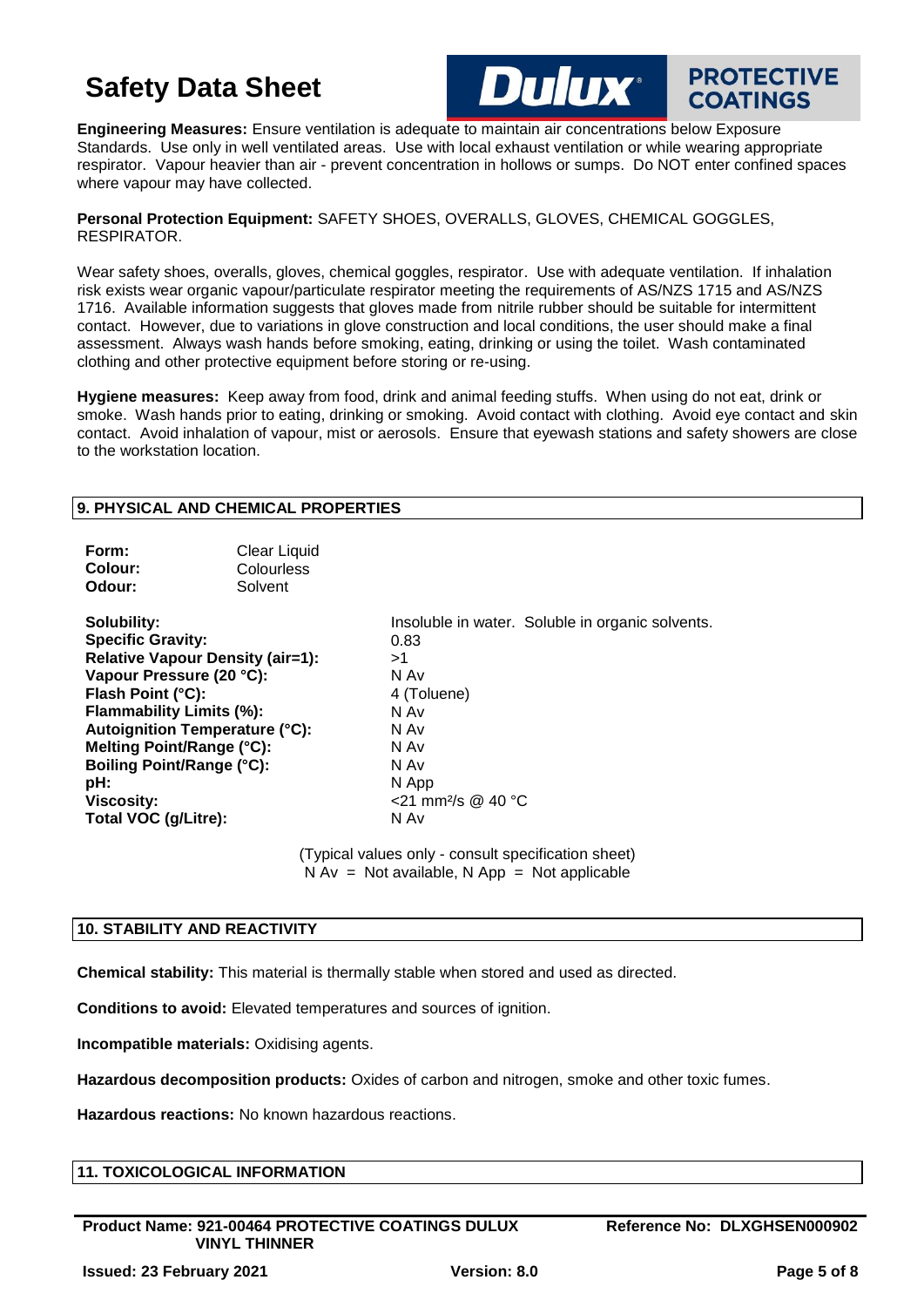**Engineering Measures:** Ensure ventilation is adequate to maintain air concentrations below Exposure Standards. Use only in well ventilated areas. Use with local exhaust ventilation or while wearing appropriate respirator. Vapour heavier than air - prevent concentration in hollows or sumps. Do NOT enter confined spaces where vapour may have collected.

**Personal Protection Equipment:** SAFETY SHOES, OVERALLS, GLOVES, CHEMICAL GOGGLES, RESPIRATOR.

Wear safety shoes, overalls, gloves, chemical goggles, respirator. Use with adequate ventilation. If inhalation risk exists wear organic vapour/particulate respirator meeting the requirements of AS/NZS 1715 and AS/NZS 1716. Available information suggests that gloves made from nitrile rubber should be suitable for intermittent contact. However, due to variations in glove construction and local conditions, the user should make a final assessment. Always wash hands before smoking, eating, drinking or using the toilet. Wash contaminated clothing and other protective equipment before storing or re-using.

**Hygiene measures:** Keep away from food, drink and animal feeding stuffs. When using do not eat, drink or smoke. Wash hands prior to eating, drinking or smoking. Avoid contact with clothing. Avoid eye contact and skin contact. Avoid inhalation of vapour, mist or aerosols. Ensure that eyewash stations and safety showers are close to the workstation location.

## 9. PHYSICAL AND CHEMICAL PROPERTIES

| | |
|---|---|
| **Form:** | Clear Liquid |
| **Colour:** | Colourless |
| **Odour:** | Solvent |

| | |
|---|---|
| **Solubility:** | Insoluble in water. Soluble in organic solvents. |
| **Specific Gravity:** | 0.83 |
| **Relative Vapour Density (air=1):** | >1 |
| **Vapour Pressure (20 °C):** | N Av |
| **Flash Point (°C):** | 4 (Toluene) |
| **Flammability Limits (%):** | N Av |
| **Autoignition Temperature (°C):** | N Av |
| **Melting Point/Range (°C):** | N Av |
| **Boiling Point/Range (°C):** | N Av |
| **pH:** | N App |
| **Viscosity:** | <21 $mm^2/s$ @ 40 °C |
| **Total VOC (g/Litre):** | N Av |

(Typical values only - consult specification sheet)
N Av = Not available, N App = Not applicable

## 10. STABILITY AND REACTIVITY

**Chemical stability:** This material is thermally stable when stored and used as directed.

**Conditions to avoid:** Elevated temperatures and sources of ignition.

**Incompatible materials:** Oxidising agents.

**Hazardous decomposition products:** Oxides of carbon and nitrogen, smoke and other toxic fumes.

**Hazardous reactions:** No known hazardous reactions.

## 11. TOXICOLOGICAL INFORMATION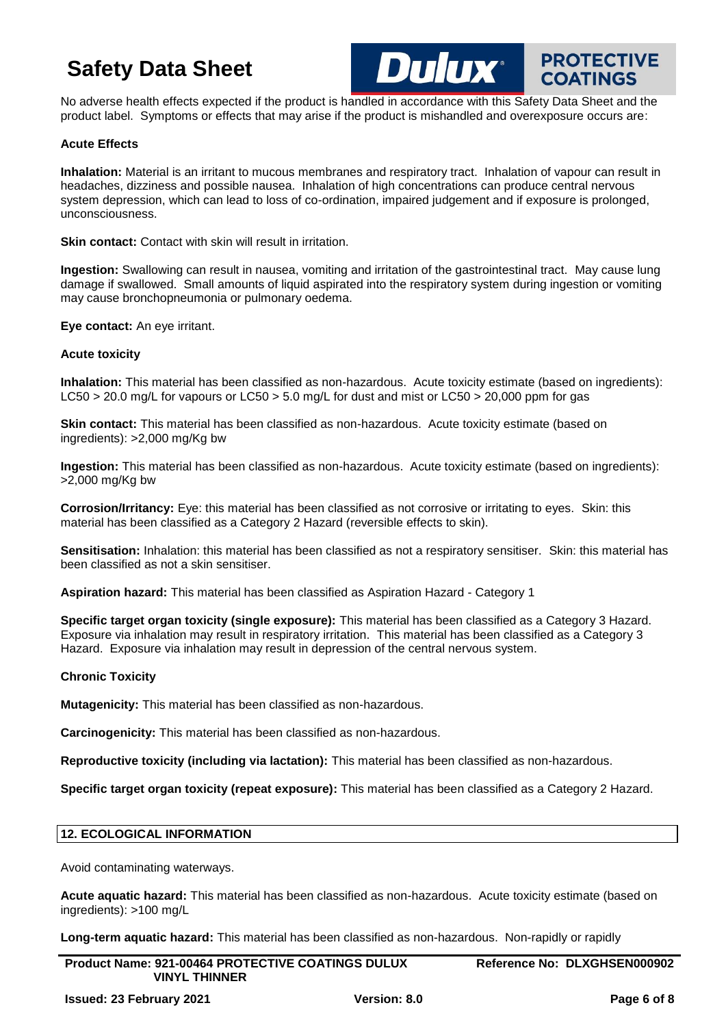No adverse health effects expected if the product is handled in accordance with this Safety Data Sheet and the product label. Symptoms or effects that may arise if the product is mishandled and overexposure occurs are:

**Acute Effects**

**Inhalation:** Material is an irritant to mucous membranes and respiratory tract. Inhalation of vapour can result in headaches, dizziness and possible nausea. Inhalation of high concentrations can produce central nervous system depression, which can lead to loss of co-ordination, impaired judgement and if exposure is prolonged, unconsciousness.

**Skin contact:** Contact with skin will result in irritation.

**Ingestion:** Swallowing can result in nausea, vomiting and irritation of the gastrointestinal tract. May cause lung damage if swallowed. Small amounts of liquid aspirated into the respiratory system during ingestion or vomiting may cause bronchopneumonia or pulmonary oedema.

**Eye contact:** An eye irritant.

**Acute toxicity**

**Inhalation:** This material has been classified as non-hazardous. Acute toxicity estimate (based on ingredients): LC50 > 20.0 mg/L for vapours or LC50 > 5.0 mg/L for dust and mist or LC50 > 20,000 ppm for gas

**Skin contact:** This material has been classified as non-hazardous. Acute toxicity estimate (based on ingredients): >2,000 mg/Kg bw

**Ingestion:** This material has been classified as non-hazardous. Acute toxicity estimate (based on ingredients): >2,000 mg/Kg bw

**Corrosion/Irritancy:** Eye: this material has been classified as not corrosive or irritating to eyes. Skin: this material has been classified as a Category 2 Hazard (reversible effects to skin).

**Sensitisation:** Inhalation: this material has been classified as not a respiratory sensitiser. Skin: this material has been classified as not a skin sensitiser.

**Aspiration hazard:** This material has been classified as Aspiration Hazard - Category 1

**Specific target organ toxicity (single exposure):** This material has been classified as a Category 3 Hazard. Exposure via inhalation may result in respiratory irritation. This material has been classified as a Category 3 Hazard. Exposure via inhalation may result in depression of the central nervous system.

**Chronic Toxicity**

**Mutagenicity:** This material has been classified as non-hazardous.

**Carcinogenicity:** This material has been classified as non-hazardous.

**Reproductive toxicity (including via lactation):** This material has been classified as non-hazardous.

**Specific target organ toxicity (repeat exposure):** This material has been classified as a Category 2 Hazard.

## 12. ECOLOGICAL INFORMATION

Avoid contaminating waterways.

**Acute aquatic hazard:** This material has been classified as non-hazardous. Acute toxicity estimate (based on ingredients): >100 mg/L

**Long-term aquatic hazard:** This material has been classified as non-hazardous. Non-rapidly or rapidly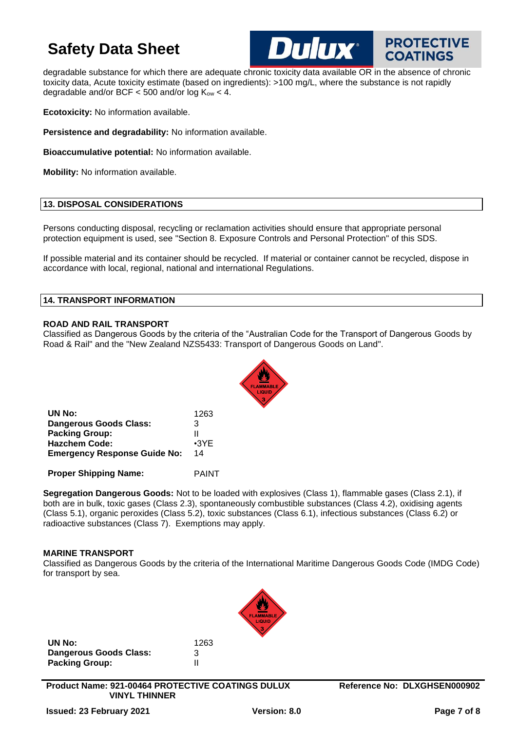degradable substance for which there are adequate chronic toxicity data available OR in the absence of chronic toxicity data, Acute toxicity estimate (based on ingredients): >100 mg/L, where the substance is not rapidly degradable and/or BCF < 500 and/or log $K_{ow}$ < 4.

**Ecotoxicity:** No information available.

**Persistence and degradability:** No information available.

**Bioaccumulative potential:** No information available.

**Mobility:** No information available.

## 13. DISPOSAL CONSIDERATIONS

Persons conducting disposal, recycling or reclamation activities should ensure that appropriate personal protection equipment is used, see "Section 8. Exposure Controls and Personal Protection" of this SDS.

If possible material and its container should be recycled. If material or container cannot be recycled, dispose in accordance with local, regional, national and international Regulations.

## 14. TRANSPORT INFORMATION

### ROAD AND RAIL TRANSPORT

Classified as Dangerous Goods by the criteria of the "Australian Code for the Transport of Dangerous Goods by Road & Rail" and the "New Zealand NZS5433: Transport of Dangerous Goods on Land".

| | |
|---|---|
| **UN No:** | 1263 |
| **Dangerous Goods Class:** | 3 |
| **Packing Group:** | II |
| **Hazchem Code:** | •3YE |
| **Emergency Response Guide No:** | 14 |
| **Proper Shipping Name:** | PAINT |

**Segregation Dangerous Goods:** Not to be loaded with explosives (Class 1), flammable gases (Class 2.1), if both are in bulk, toxic gases (Class 2.3), spontaneously combustible substances (Class 4.2), oxidising agents (Class 5.1), organic peroxides (Class 5.2), toxic substances (Class 6.1), infectious substances (Class 6.2) or radioactive substances (Class 7). Exemptions may apply.

### MARINE TRANSPORT

Classified as Dangerous Goods by the criteria of the International Maritime Dangerous Goods Code (IMDG Code) for transport by sea.

| | |
|---|---|
| **UN No:** | 1263 |
| **Dangerous Goods Class:** | 3 |
| **Packing Group:** | II |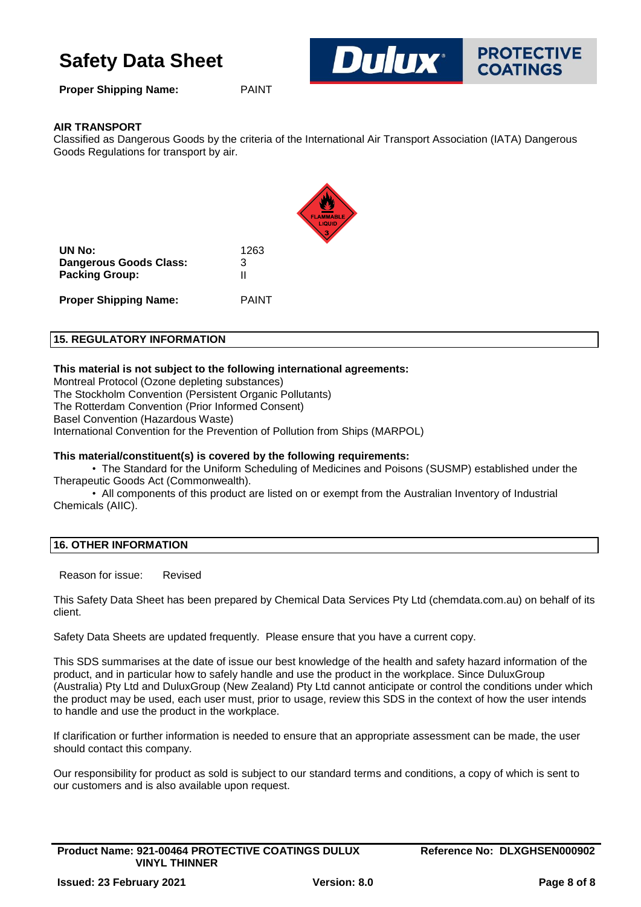**Proper Shipping Name:** PAINT

**AIR TRANSPORT**

Classified as Dangerous Goods by the criteria of the International Air Transport Association (IATA) Dangerous Goods Regulations for transport by air.

| | |
|---|---|
| **UN No:** | 1263 |
| **Dangerous Goods Class:** | 3 |
| **Packing Group:** | II |
| **Proper Shipping Name:** | PAINT |

## 15. REGULATORY INFORMATION

**This material is not subject to the following international agreements:**

Montreal Protocol (Ozone depleting substances)
The Stockholm Convention (Persistent Organic Pollutants)
The Rotterdam Convention (Prior Informed Consent)
Basel Convention (Hazardous Waste)
International Convention for the Prevention of Pollution from Ships (MARPOL)

**This material/constituent(s) is covered by the following requirements:**

- The Standard for the Uniform Scheduling of Medicines and Poisons (SUSMP) established under the Therapeutic Goods Act (Commonwealth).
- All components of this product are listed on or exempt from the Australian Inventory of Industrial Chemicals (AIIC).

## 16. OTHER INFORMATION

Reason for issue: Revised

This Safety Data Sheet has been prepared by Chemical Data Services Pty Ltd (chemdata.com.au) on behalf of its client.

Safety Data Sheets are updated frequently. Please ensure that you have a current copy.

This SDS summarises at the date of issue our best knowledge of the health and safety hazard information of the product, and in particular how to safely handle and use the product in the workplace. Since DuluxGroup (Australia) Pty Ltd and DuluxGroup (New Zealand) Pty Ltd cannot anticipate or control the conditions under which the product may be used, each user must, prior to usage, review this SDS in the context of how the user intends to handle and use the product in the workplace.

If clarification or further information is needed to ensure that an appropriate assessment can be made, the user should contact this company.

Our responsibility for product as sold is subject to our standard terms and conditions, a copy of which is sent to our customers and is also available upon request.